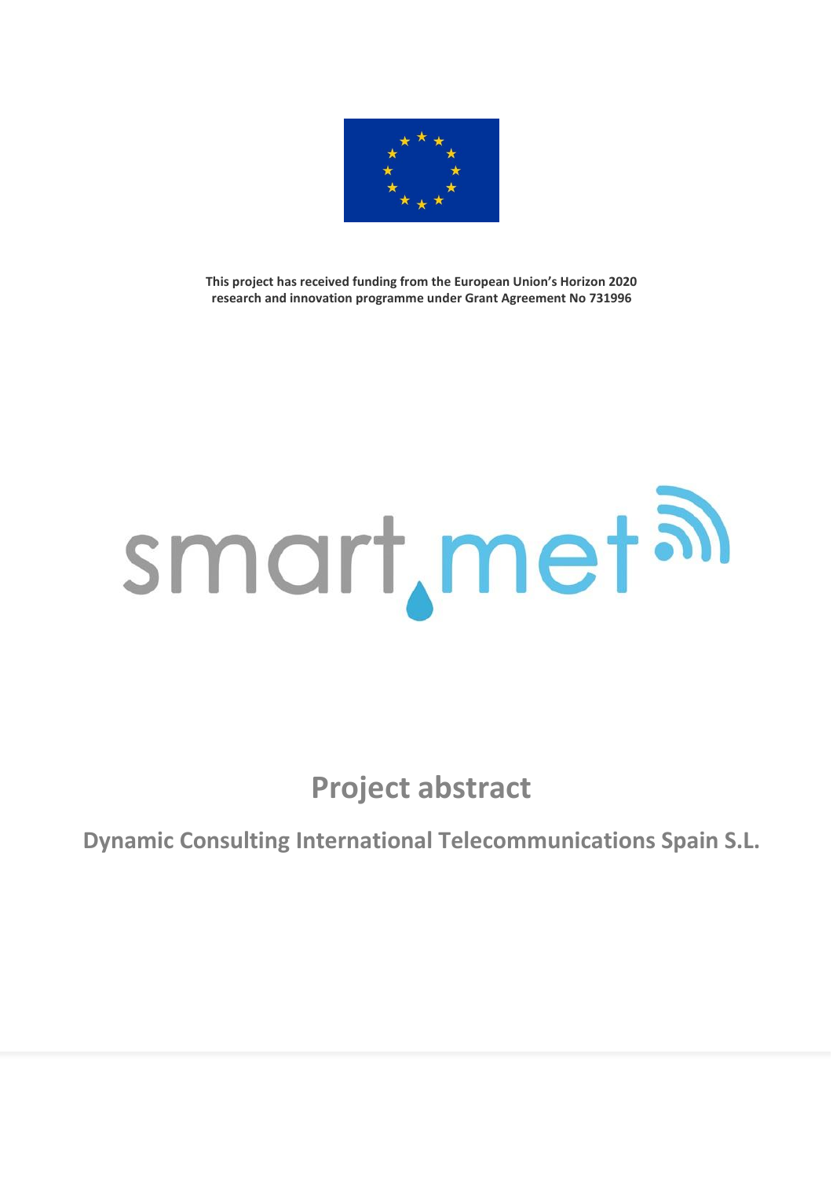**This project has received funding from the European Union's Horizon 2020 research and innovation programme under Grant Agreement No 731996**

smart.met

# Project abstract

## Dynamic Consulting International Telecommunications Spain S.L.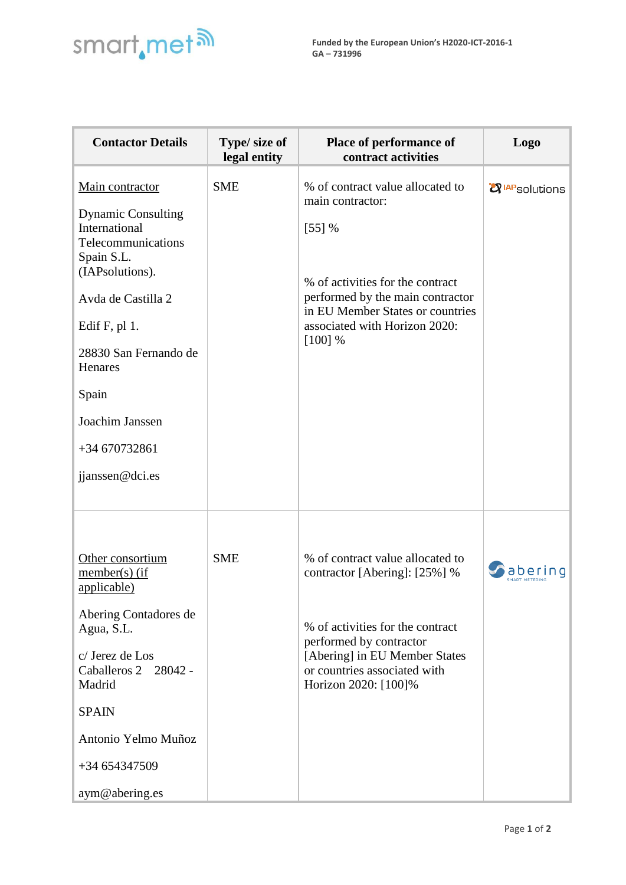| Contactor Details | Type/ size of legal entity | Place of performance of contract activities | Logo |
|---|---|---|---|
| Main contractor<br><br>Dynamic Consulting International Telecommunications Spain S.L. (IAPsolutions).<br><br>Avda de Castilla 2<br><br>Edif F, pl 1.<br><br>28830 San Fernando de Henares<br><br>Spain<br><br>Joachim Janssen<br><br>+34 670732861<br><br>jjanssen@dci.es | SME | % of contract value allocated to main contractor:<br><br>[55] %<br><br>% of activities for the contract performed by the main contractor in EU Member States or countries associated with Horizon 2020: [100] % | IAPsolutions |
| Other consortium member(s) (if applicable)<br><br>Abering Contadores de Agua, S.L.<br><br>c/ Jerez de Los Caballeros 2 28042 - Madrid<br><br>SPAIN<br><br>Antonio Yelmo Muñoz<br><br>+34 654347509<br><br>aym@abering.es | SME | % of contract value allocated to contractor [Abering]: [25%] %<br><br>% of activities for the contract performed by contractor [Abering] in EU Member States or countries associated with Horizon 2020: [100]% | abering SMART METERING |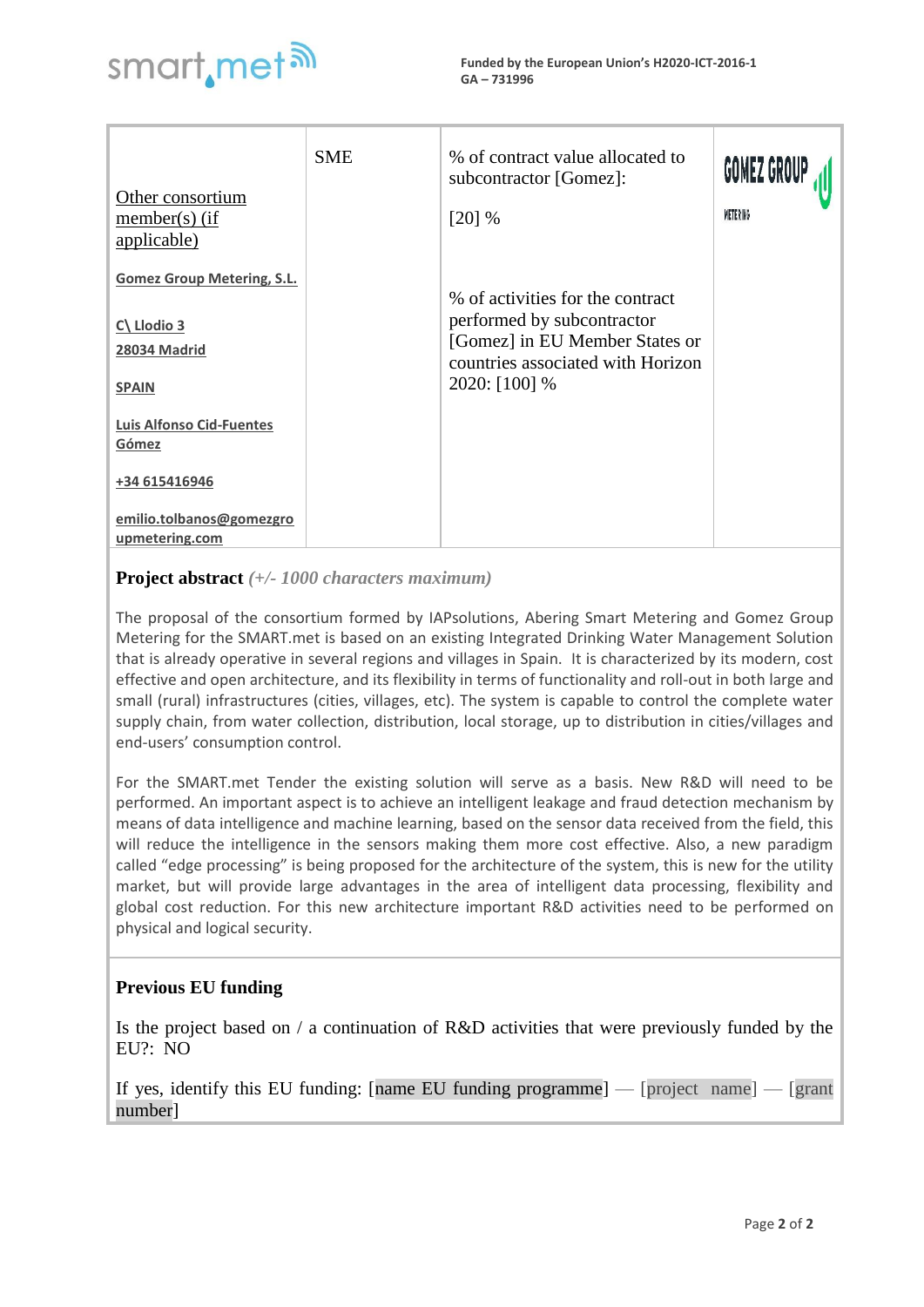| | | | |
|---|---|---|---|
| Other consortium member(s) (if applicable)<br><br>**Gomez Group Metering, S.L.**<br><br>**C\ Llodio 3**<br>**28034 Madrid**<br><br>**SPAIN**<br><br>**Luis Alfonso Cid-Fuentes Gómez**<br><br>**+34 615416946**<br><br>**emilio.tolbanos@gomezgroupmetering.com** | SME | % of contract value allocated to subcontractor [Gomez]:<br><br>[20] %<br><br>% of activities for the contract performed by subcontractor [Gomez] in EU Member States or countries associated with Horizon 2020: [100] % | GOMEZ GROUP METERING |

**Project abstract** *(+/- 1000 characters maximum)*

The proposal of the consortium formed by IAPsolutions, Abering Smart Metering and Gomez Group Metering for the SMART.met is based on an existing Integrated Drinking Water Management Solution that is already operative in several regions and villages in Spain. It is characterized by its modern, cost effective and open architecture, and its flexibility in terms of functionality and roll-out in both large and small (rural) infrastructures (cities, villages, etc). The system is capable to control the complete water supply chain, from water collection, distribution, local storage, up to distribution in cities/villages and end-users' consumption control.

For the SMART.met Tender the existing solution will serve as a basis. New R&D will need to be performed. An important aspect is to achieve an intelligent leakage and fraud detection mechanism by means of data intelligence and machine learning, based on the sensor data received from the field, this will reduce the intelligence in the sensors making them more cost effective. Also, a new paradigm called "edge processing" is being proposed for the architecture of the system, this is new for the utility market, but will provide large advantages in the area of intelligent data processing, flexibility and global cost reduction. For this new architecture important R&D activities need to be performed on physical and logical security.

**Previous EU funding**

Is the project based on / a continuation of R&D activities that were previously funded by the EU?: NO

If yes, identify this EU funding: [name EU funding programme] — [project name] — [grant number]